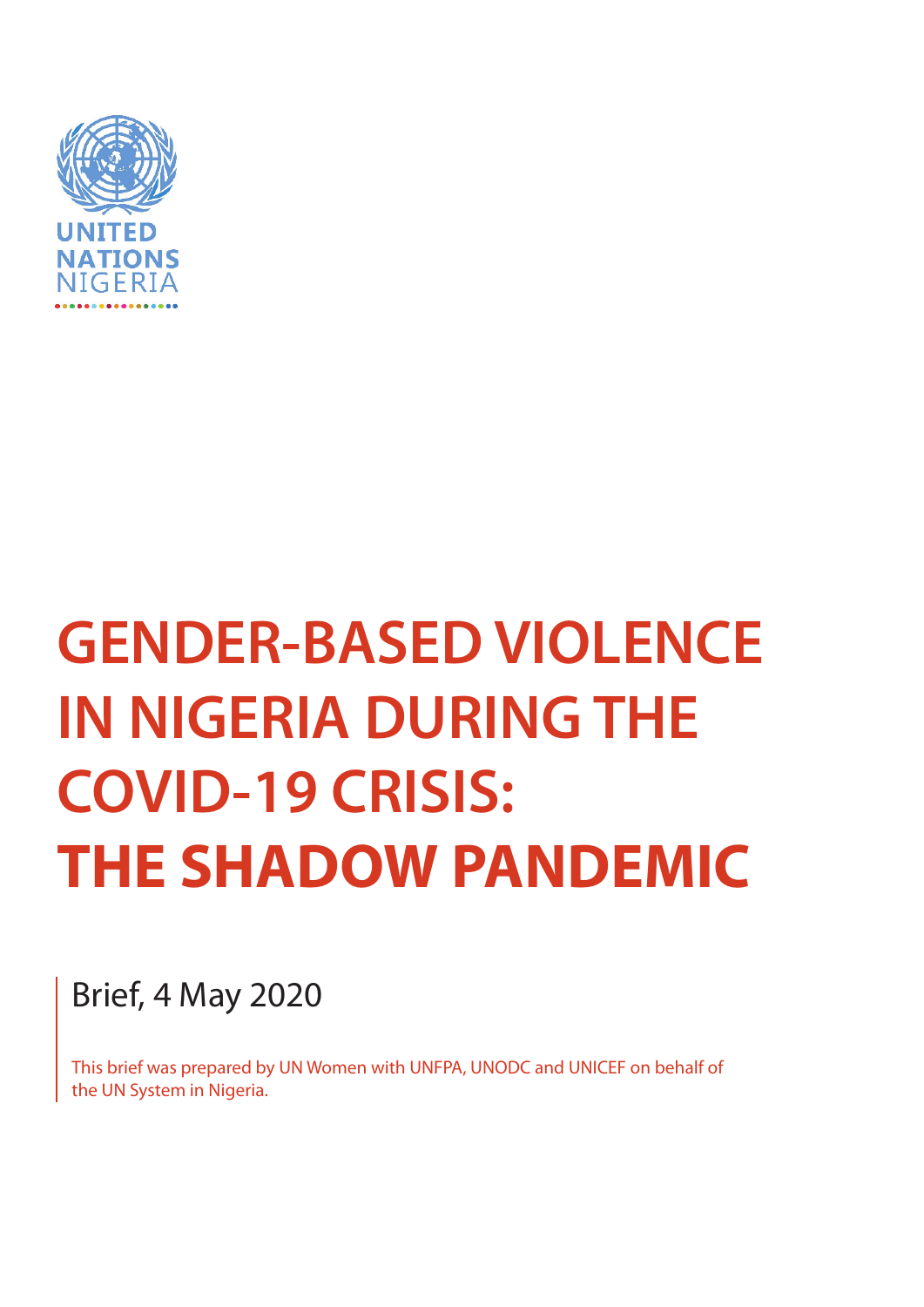UNITED NATIONS NIGERIA

# GENDER-BASED VIOLENCE IN NIGERIA DURING THE COVID-19 CRISIS: THE SHADOW PANDEMIC

Brief, 4 May 2020

This brief was prepared by UN Women with UNFPA, UNODC and UNICEF on behalf of the UN System in Nigeria.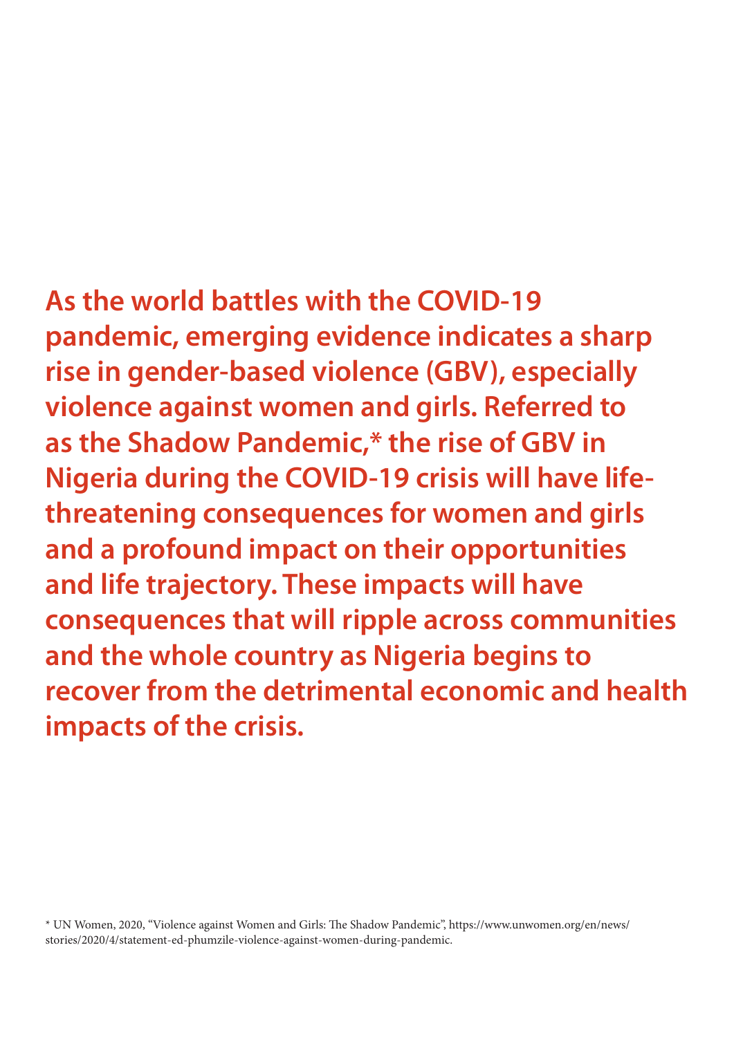**As the world battles with the COVID-19 pandemic, emerging evidence indicates a sharp rise in gender-based violence (GBV), especially violence against women and girls. Referred to as the Shadow Pandemic,* the rise of GBV in Nigeria during the COVID-19 crisis will have life-threatening consequences for women and girls and a profound impact on their opportunities and life trajectory. These impacts will have consequences that will ripple across communities and the whole country as Nigeria begins to recover from the detrimental economic and health impacts of the crisis.**

* UN Women, 2020, "Violence against Women and Girls: The Shadow Pandemic", https://www.unwomen.org/en/news/stories/2020/4/statement-ed-phumzile-violence-against-women-during-pandemic.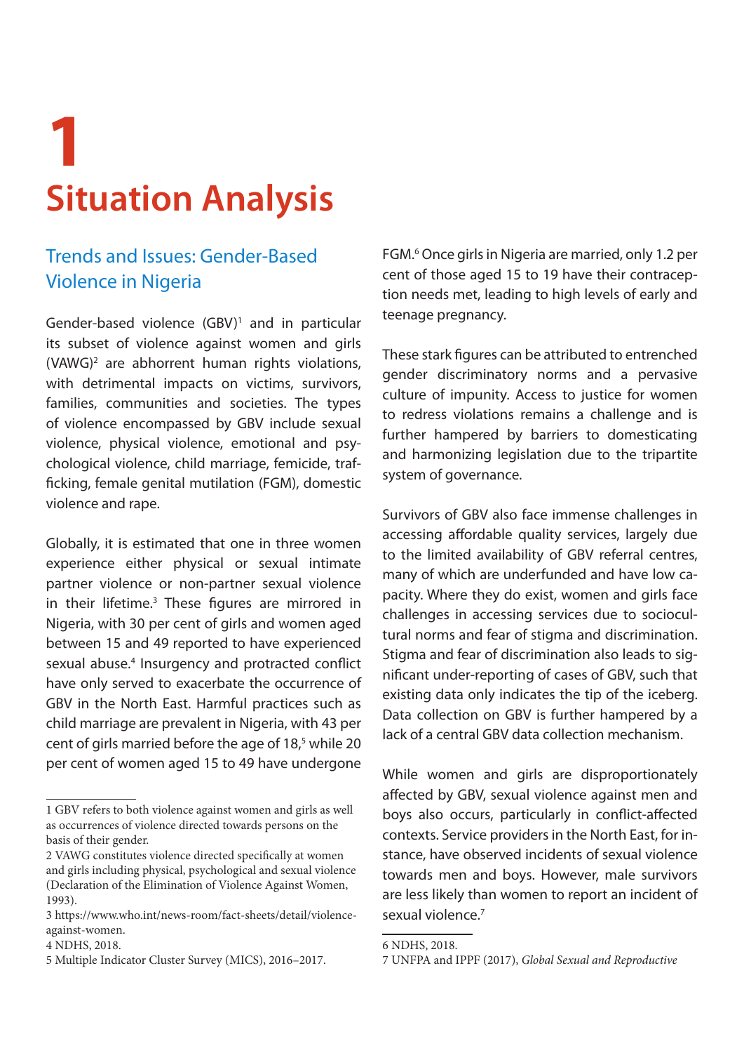# 1

# Situation Analysis

## Trends and Issues: Gender-Based Violence in Nigeria

Gender-based violence (GBV)[1] and in particular its subset of violence against women and girls (VAWG)[2] are abhorrent human rights violations, with detrimental impacts on victims, survivors, families, communities and societies. The types of violence encompassed by GBV include sexual violence, physical violence, emotional and psychological violence, child marriage, femicide, trafficking, female genital mutilation (FGM), domestic violence and rape.

Globally, it is estimated that one in three women experience either physical or sexual intimate partner violence or non-partner sexual violence in their lifetime.[3] These figures are mirrored in Nigeria, with 30 per cent of girls and women aged between 15 and 49 reported to have experienced sexual abuse.[4] Insurgency and protracted conflict have only served to exacerbate the occurrence of GBV in the North East. Harmful practices such as child marriage are prevalent in Nigeria, with 43 per cent of girls married before the age of 18,[5] while 20 per cent of women aged 15 to 49 have undergone FGM.[6] Once girls in Nigeria are married, only 1.2 per cent of those aged 15 to 19 have their contraception needs met, leading to high levels of early and teenage pregnancy.

These stark figures can be attributed to entrenched gender discriminatory norms and a pervasive culture of impunity. Access to justice for women to redress violations remains a challenge and is further hampered by barriers to domesticating and harmonizing legislation due to the tripartite system of governance.

Survivors of GBV also face immense challenges in accessing affordable quality services, largely due to the limited availability of GBV referral centres, many of which are underfunded and have low capacity. Where they do exist, women and girls face challenges in accessing services due to sociocultural norms and fear of stigma and discrimination. Stigma and fear of discrimination also leads to significant under-reporting of cases of GBV, such that existing data only indicates the tip of the iceberg. Data collection on GBV is further hampered by a lack of a central GBV data collection mechanism.

While women and girls are disproportionately affected by GBV, sexual violence against men and boys also occurs, particularly in conflict-affected contexts. Service providers in the North East, for instance, have observed incidents of sexual violence towards men and boys. However, male survivors are less likely than women to report an incident of sexual violence.[7]

---

1 GBV refers to both violence against women and girls as well as occurrences of violence directed towards persons on the basis of their gender.

2 VAWG constitutes violence directed specifically at women and girls including physical, psychological and sexual violence (Declaration of the Elimination of Violence Against Women, 1993).

3 https://www.who.int/news-room/fact-sheets/detail/violence-against-women.

4 NDHS, 2018.

5 Multiple Indicator Cluster Survey (MICS), 2016–2017.

6 NDHS, 2018.

7 UNFPA and IPPF (2017), *Global Sexual and Reproductive*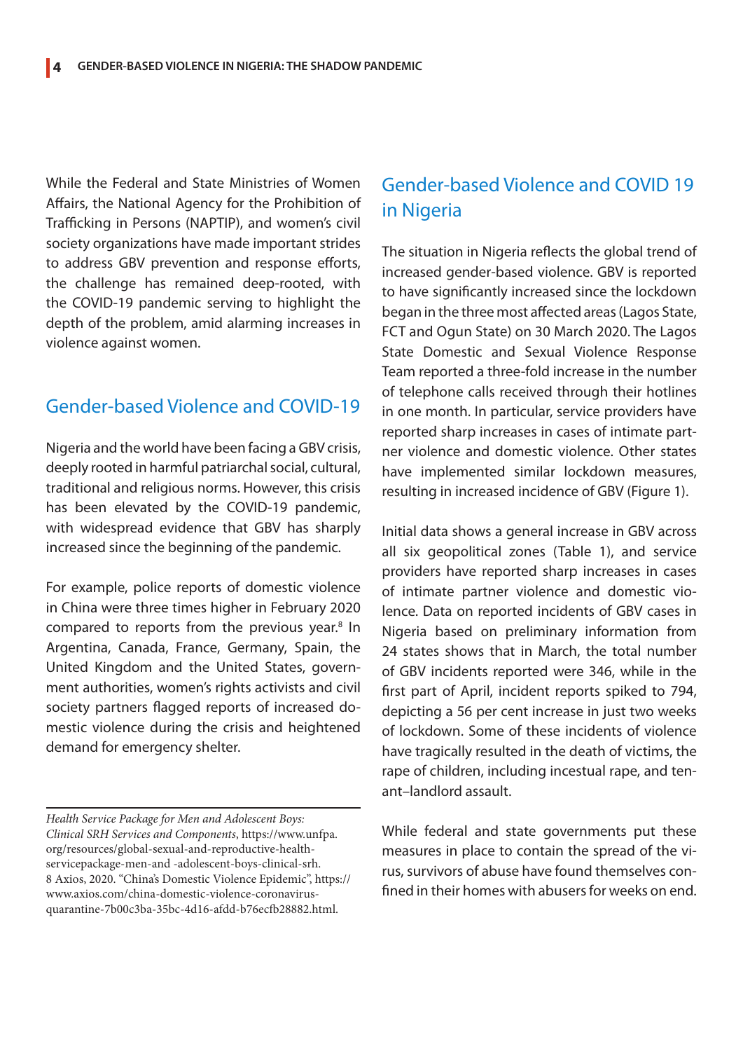While the Federal and State Ministries of Women Affairs, the National Agency for the Prohibition of Trafficking in Persons (NAPTIP), and women's civil society organizations have made important strides to address GBV prevention and response efforts, the challenge has remained deep-rooted, with the COVID-19 pandemic serving to highlight the depth of the problem, amid alarming increases in violence against women.

## Gender-based Violence and COVID-19

Nigeria and the world have been facing a GBV crisis, deeply rooted in harmful patriarchal social, cultural, traditional and religious norms. However, this crisis has been elevated by the COVID-19 pandemic, with widespread evidence that GBV has sharply increased since the beginning of the pandemic.

For example, police reports of domestic violence in China were three times higher in February 2020 compared to reports from the previous year.[8] In Argentina, Canada, France, Germany, Spain, the United Kingdom and the United States, government authorities, women's rights activists and civil society partners flagged reports of increased domestic violence during the crisis and heightened demand for emergency shelter.

*Health Service Package for Men and Adolescent Boys: Clinical SRH Services and Components*, https://www.unfpa.org/resources/global-sexual-and-reproductive-health-servicepackage-men-and -adolescent-boys-clinical-srh.

8 Axios, 2020. "China's Domestic Violence Epidemic", https://www.axios.com/china-domestic-violence-coronavirus-quarantine-7b00c3ba-35bc-4d16-afdd-b76ecfb28882.html.

## Gender-based Violence and COVID 19 in Nigeria

The situation in Nigeria reflects the global trend of increased gender-based violence. GBV is reported to have significantly increased since the lockdown began in the three most affected areas (Lagos State, FCT and Ogun State) on 30 March 2020. The Lagos State Domestic and Sexual Violence Response Team reported a three-fold increase in the number of telephone calls received through their hotlines in one month. In particular, service providers have reported sharp increases in cases of intimate partner violence and domestic violence. Other states have implemented similar lockdown measures, resulting in increased incidence of GBV (Figure 1).

Initial data shows a general increase in GBV across all six geopolitical zones (Table 1), and service providers have reported sharp increases in cases of intimate partner violence and domestic violence. Data on reported incidents of GBV cases in Nigeria based on preliminary information from 24 states shows that in March, the total number of GBV incidents reported were 346, while in the first part of April, incident reports spiked to 794, depicting a 56 per cent increase in just two weeks of lockdown. Some of these incidents of violence have tragically resulted in the death of victims, the rape of children, including incestual rape, and tenant–landlord assault.

While federal and state governments put these measures in place to contain the spread of the virus, survivors of abuse have found themselves confined in their homes with abusers for weeks on end.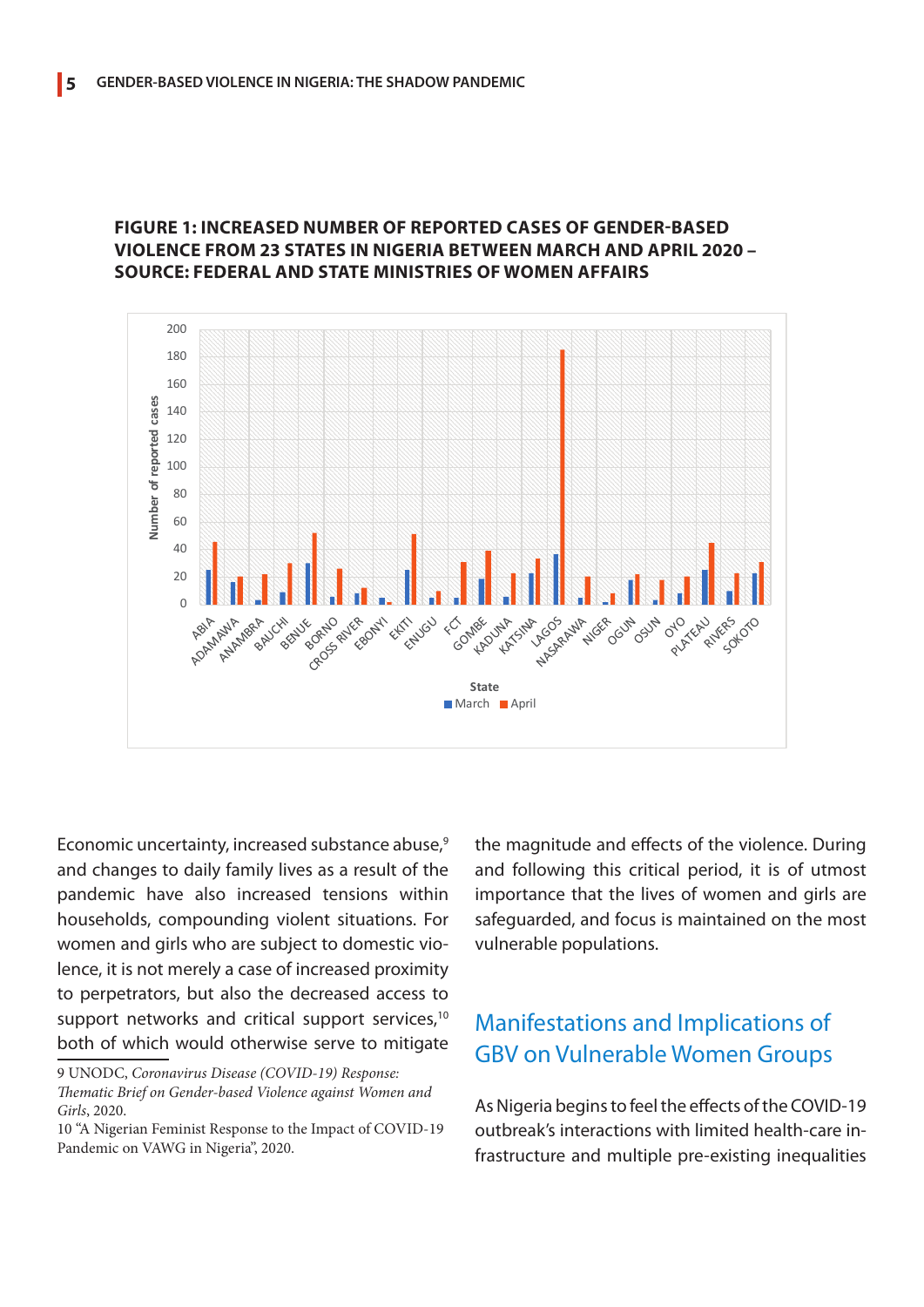**FIGURE 1: INCREASED NUMBER OF REPORTED CASES OF GENDER-BASED VIOLENCE FROM 23 STATES IN NIGERIA BETWEEN MARCH AND APRIL 2020 – SOURCE: FEDERAL AND STATE MINISTRIES OF WOMEN AFFAIRS**

Economic uncertainty, increased substance abuse,[9] and changes to daily family lives as a result of the pandemic have also increased tensions within households, compounding violent situations. For women and girls who are subject to domestic violence, it is not merely a case of increased proximity to perpetrators, but also the decreased access to support networks and critical support services,[10] both of which would otherwise serve to mitigate the magnitude and effects of the violence. During and following this critical period, it is of utmost importance that the lives of women and girls are safeguarded, and focus is maintained on the most vulnerable populations.

## Manifestations and Implications of GBV on Vulnerable Women Groups

As Nigeria begins to feel the effects of the COVID-19 outbreak's interactions with limited health-care infrastructure and multiple pre-existing inequalities

9 UNODC, *Coronavirus Disease (COVID-19) Response: Thematic Brief on Gender-based Violence against Women and Girls*, 2020.

10 "A Nigerian Feminist Response to the Impact of COVID-19 Pandemic on VAWG in Nigeria", 2020.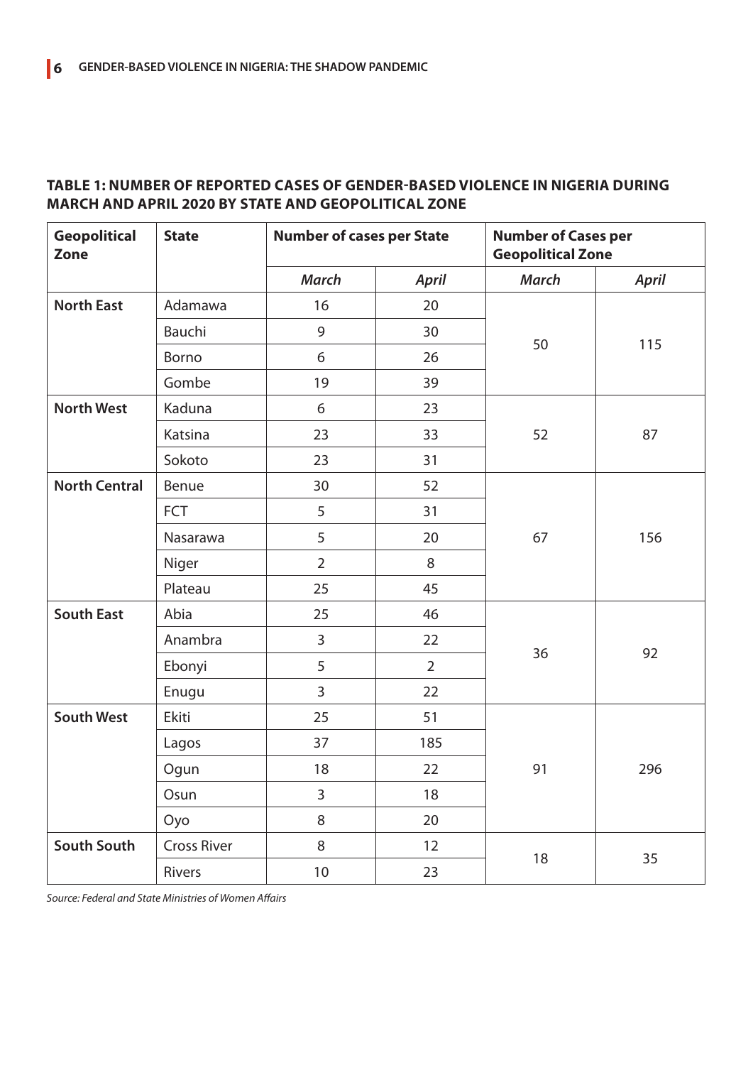**TABLE 1: NUMBER OF REPORTED CASES OF GENDER-BASED VIOLENCE IN NIGERIA DURING MARCH AND APRIL 2020 BY STATE AND GEOPOLITICAL ZONE**

| Geopolitical Zone | State | Number of cases per State | | Number of Cases per Geopolitical Zone | |
|---|---|---|---|---|---|
| | | *March* | *April* | *March* | *April* |
| **North East** | Adamawa | 16 | 20 | 50 | 115 |
| | Bauchi | 9 | 30 | | |
| | Borno | 6 | 26 | | |
| | Gombe | 19 | 39 | | |
| **North West** | Kaduna | 6 | 23 | 52 | 87 |
| | Katsina | 23 | 33 | | |
| | Sokoto | 23 | 31 | | |
| **North Central** | Benue | 30 | 52 | 67 | 156 |
| | FCT | 5 | 31 | | |
| | Nasarawa | 5 | 20 | | |
| | Niger | 2 | 8 | | |
| | Plateau | 25 | 45 | | |
| **South East** | Abia | 25 | 46 | 36 | 92 |
| | Anambra | 3 | 22 | | |
| | Ebonyi | 5 | 2 | | |
| | Enugu | 3 | 22 | | |
| **South West** | Ekiti | 25 | 51 | 91 | 296 |
| | Lagos | 37 | 185 | | |
| | Ogun | 18 | 22 | | |
| | Osun | 3 | 18 | | |
| | Oyo | 8 | 20 | | |
| **South South** | Cross River | 8 | 12 | 18 | 35 |
| | Rivers | 10 | 23 | | |

*Source: Federal and State Ministries of Women Affairs*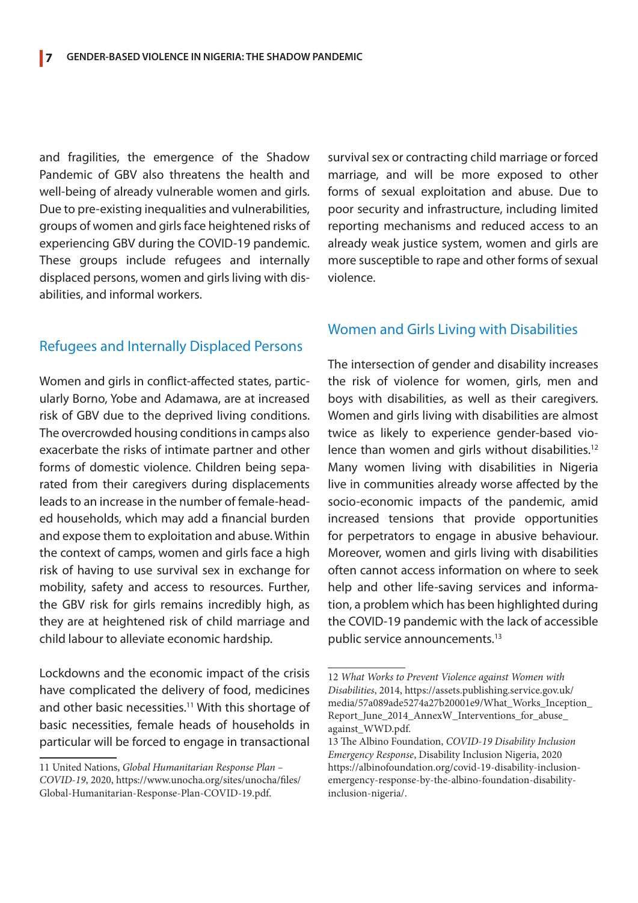and fragilities, the emergence of the Shadow Pandemic of GBV also threatens the health and well-being of already vulnerable women and girls. Due to pre-existing inequalities and vulnerabilities, groups of women and girls face heightened risks of experiencing GBV during the COVID-19 pandemic. These groups include refugees and internally displaced persons, women and girls living with disabilities, and informal workers.

## Refugees and Internally Displaced Persons

Women and girls in conflict-affected states, particularly Borno, Yobe and Adamawa, are at increased risk of GBV due to the deprived living conditions. The overcrowded housing conditions in camps also exacerbate the risks of intimate partner and other forms of domestic violence. Children being separated from their caregivers during displacements leads to an increase in the number of female-headed households, which may add a financial burden and expose them to exploitation and abuse. Within the context of camps, women and girls face a high risk of having to use survival sex in exchange for mobility, safety and access to resources. Further, the GBV risk for girls remains incredibly high, as they are at heightened risk of child marriage and child labour to alleviate economic hardship.

Lockdowns and the economic impact of the crisis have complicated the delivery of food, medicines and other basic necessities.[11] With this shortage of basic necessities, female heads of households in particular will be forced to engage in transactional survival sex or contracting child marriage or forced marriage, and will be more exposed to other forms of sexual exploitation and abuse. Due to poor security and infrastructure, including limited reporting mechanisms and reduced access to an already weak justice system, women and girls are more susceptible to rape and other forms of sexual violence.

## Women and Girls Living with Disabilities

The intersection of gender and disability increases the risk of violence for women, girls, men and boys with disabilities, as well as their caregivers. Women and girls living with disabilities are almost twice as likely to experience gender-based violence than women and girls without disabilities.[12] Many women living with disabilities in Nigeria live in communities already worse affected by the socio-economic impacts of the pandemic, amid increased tensions that provide opportunities for perpetrators to engage in abusive behaviour. Moreover, women and girls living with disabilities often cannot access information on where to seek help and other life-saving services and information, a problem which has been highlighted during the COVID-19 pandemic with the lack of accessible public service announcements.[13]

---

11 United Nations, *Global Humanitarian Response Plan – COVID-19*, 2020, https://www.unocha.org/sites/unocha/files/Global-Humanitarian-Response-Plan-COVID-19.pdf.

12 *What Works to Prevent Violence against Women with Disabilities*, 2014, https://assets.publishing.service.gov.uk/media/57a089ade5274a27b20001e9/What_Works_Inception_Report_June_2014_AnnexW_Interventions_for_abuse_against_WWD.pdf.

13 The Albino Foundation, *COVID-19 Disability Inclusion Emergency Response*, Disability Inclusion Nigeria, 2020 https://albinofoundation.org/covid-19-disability-inclusion-emergency-response-by-the-albino-foundation-disability-inclusion-nigeria/.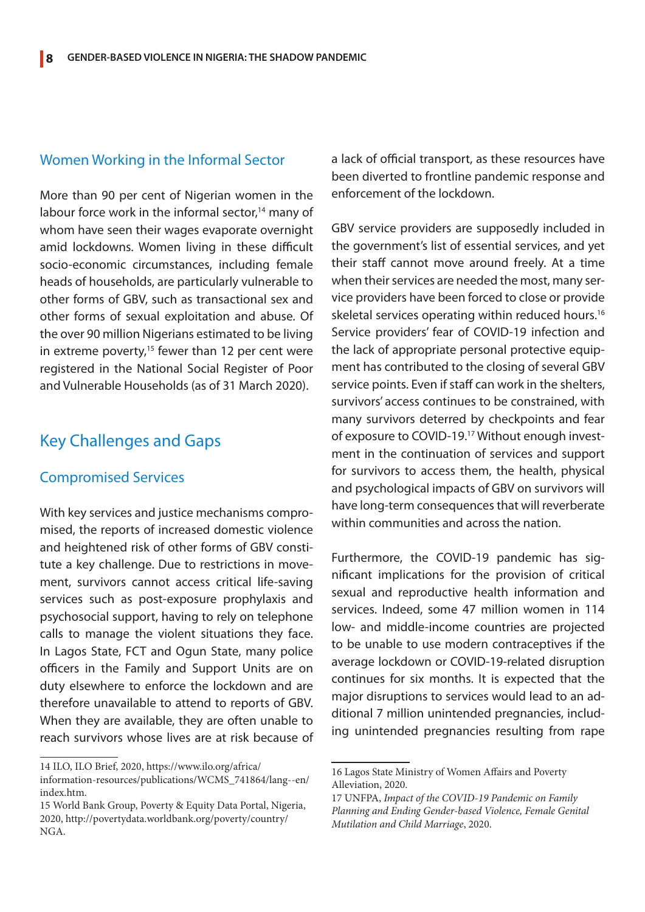## Women Working in the Informal Sector

More than 90 per cent of Nigerian women in the labour force work in the informal sector,[14] many of whom have seen their wages evaporate overnight amid lockdowns. Women living in these difficult socio-economic circumstances, including female heads of households, are particularly vulnerable to other forms of GBV, such as transactional sex and other forms of sexual exploitation and abuse. Of the over 90 million Nigerians estimated to be living in extreme poverty,[15] fewer than 12 per cent were registered in the National Social Register of Poor and Vulnerable Households (as of 31 March 2020).

# Key Challenges and Gaps

## Compromised Services

With key services and justice mechanisms compromised, the reports of increased domestic violence and heightened risk of other forms of GBV constitute a key challenge. Due to restrictions in movement, survivors cannot access critical life-saving services such as post-exposure prophylaxis and psychosocial support, having to rely on telephone calls to manage the violent situations they face. In Lagos State, FCT and Ogun State, many police officers in the Family and Support Units are on duty elsewhere to enforce the lockdown and are therefore unavailable to attend to reports of GBV. When they are available, they are often unable to reach survivors whose lives are at risk because of a lack of official transport, as these resources have been diverted to frontline pandemic response and enforcement of the lockdown.

GBV service providers are supposedly included in the government's list of essential services, and yet their staff cannot move around freely. At a time when their services are needed the most, many service providers have been forced to close or provide skeletal services operating within reduced hours.[16] Service providers' fear of COVID-19 infection and the lack of appropriate personal protective equipment has contributed to the closing of several GBV service points. Even if staff can work in the shelters, survivors' access continues to be constrained, with many survivors deterred by checkpoints and fear of exposure to COVID-19.[17] Without enough investment in the continuation of services and support for survivors to access them, the health, physical and psychological impacts of GBV on survivors will have long-term consequences that will reverberate within communities and across the nation.

Furthermore, the COVID-19 pandemic has significant implications for the provision of critical sexual and reproductive health information and services. Indeed, some 47 million women in 114 low- and middle-income countries are projected to be unable to use modern contraceptives if the average lockdown or COVID-19-related disruption continues for six months. It is expected that the major disruptions to services would lead to an additional 7 million unintended pregnancies, including unintended pregnancies resulting from rape

---

14 ILO, ILO Brief, 2020, https://www.ilo.org/africa/information-resources/publications/WCMS_741864/lang--en/index.htm.

15 World Bank Group, Poverty & Equity Data Portal, Nigeria, 2020, http://povertydata.worldbank.org/poverty/country/NGA.

16 Lagos State Ministry of Women Affairs and Poverty Alleviation, 2020.

17 UNFPA, *Impact of the COVID-19 Pandemic on Family Planning and Ending Gender-based Violence, Female Genital Mutilation and Child Marriage*, 2020.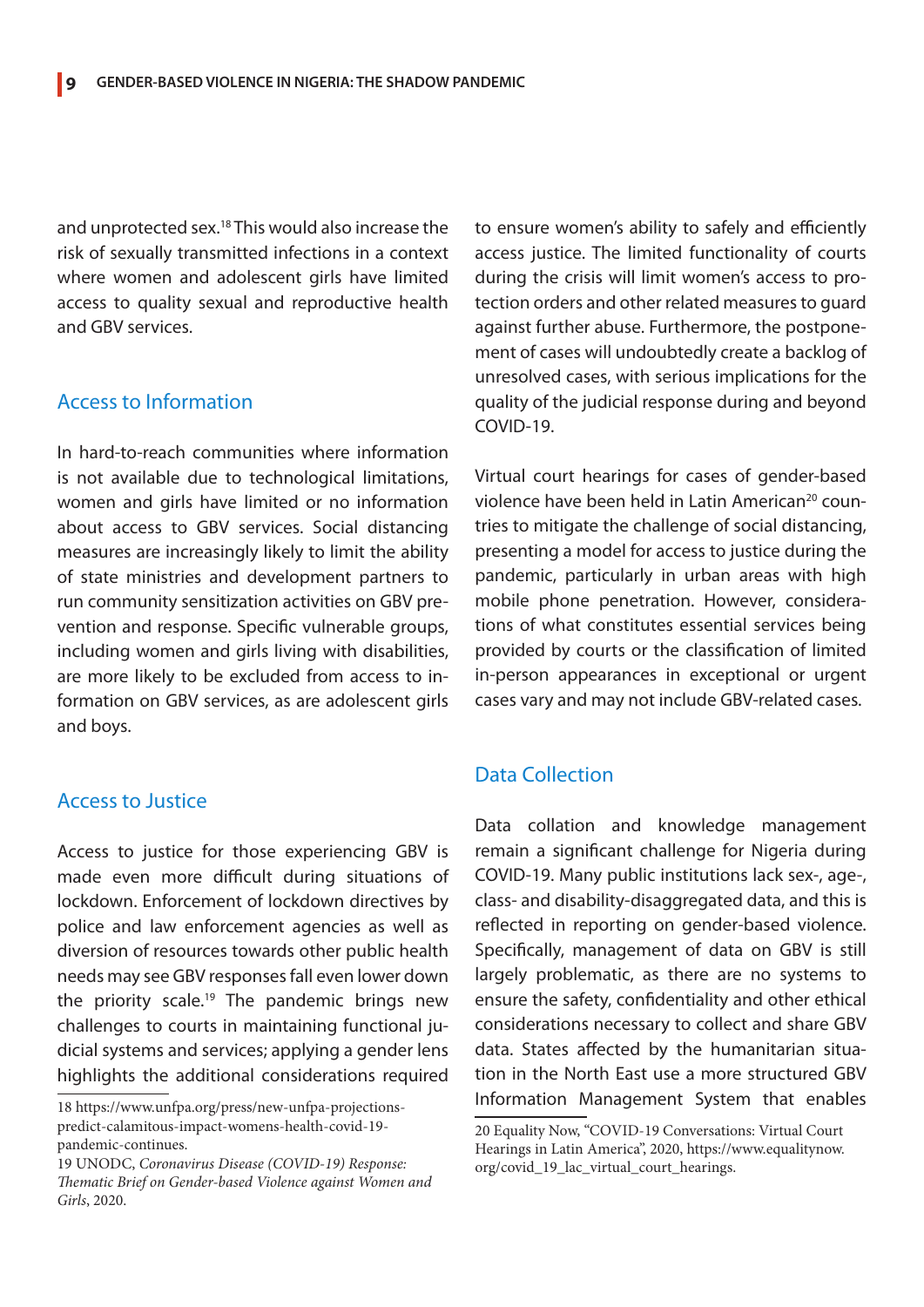and unprotected sex.[18] This would also increase the risk of sexually transmitted infections in a context where women and adolescent girls have limited access to quality sexual and reproductive health and GBV services.

## Access to Information

In hard-to-reach communities where information is not available due to technological limitations, women and girls have limited or no information about access to GBV services. Social distancing measures are increasingly likely to limit the ability of state ministries and development partners to run community sensitization activities on GBV prevention and response. Specific vulnerable groups, including women and girls living with disabilities, are more likely to be excluded from access to information on GBV services, as are adolescent girls and boys.

## Access to Justice

Access to justice for those experiencing GBV is made even more difficult during situations of lockdown. Enforcement of lockdown directives by police and law enforcement agencies as well as diversion of resources towards other public health needs may see GBV responses fall even lower down the priority scale.[19] The pandemic brings new challenges to courts in maintaining functional judicial systems and services; applying a gender lens highlights the additional considerations required to ensure women's ability to safely and efficiently access justice. The limited functionality of courts during the crisis will limit women's access to protection orders and other related measures to guard against further abuse. Furthermore, the postponement of cases will undoubtedly create a backlog of unresolved cases, with serious implications for the quality of the judicial response during and beyond COVID-19.

Virtual court hearings for cases of gender-based violence have been held in Latin American[20] countries to mitigate the challenge of social distancing, presenting a model for access to justice during the pandemic, particularly in urban areas with high mobile phone penetration. However, considerations of what constitutes essential services being provided by courts or the classification of limited in-person appearances in exceptional or urgent cases vary and may not include GBV-related cases.

## Data Collection

Data collation and knowledge management remain a significant challenge for Nigeria during COVID-19. Many public institutions lack sex-, age-, class- and disability-disaggregated data, and this is reflected in reporting on gender-based violence. Specifically, management of data on GBV is still largely problematic, as there are no systems to ensure the safety, confidentiality and other ethical considerations necessary to collect and share GBV data. States affected by the humanitarian situation in the North East use a more structured GBV Information Management System that enables

18 https://www.unfpa.org/press/new-unfpa-projections-predict-calamitous-impact-womens-health-covid-19-pandemic-continues.

19 UNODC, *Coronavirus Disease (COVID-19) Response: Thematic Brief on Gender-based Violence against Women and Girls*, 2020.

20 Equality Now, "COVID-19 Conversations: Virtual Court Hearings in Latin America", 2020, https://www.equalitynow.org/covid_19_lac_virtual_court_hearings.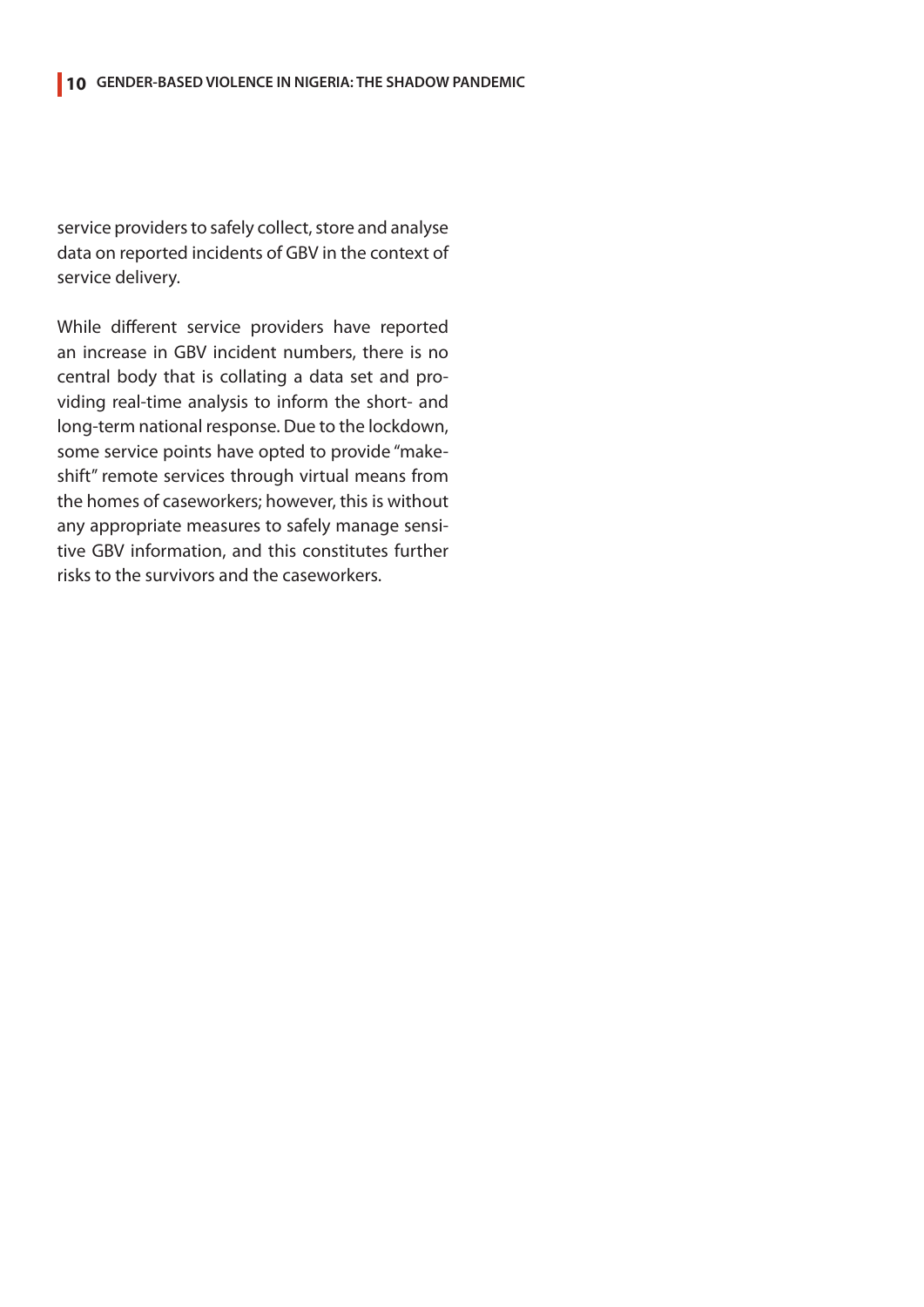service providers to safely collect, store and analyse data on reported incidents of GBV in the context of service delivery.

While different service providers have reported an increase in GBV incident numbers, there is no central body that is collating a data set and providing real-time analysis to inform the short- and long-term national response. Due to the lockdown, some service points have opted to provide "makeshift" remote services through virtual means from the homes of caseworkers; however, this is without any appropriate measures to safely manage sensitive GBV information, and this constitutes further risks to the survivors and the caseworkers.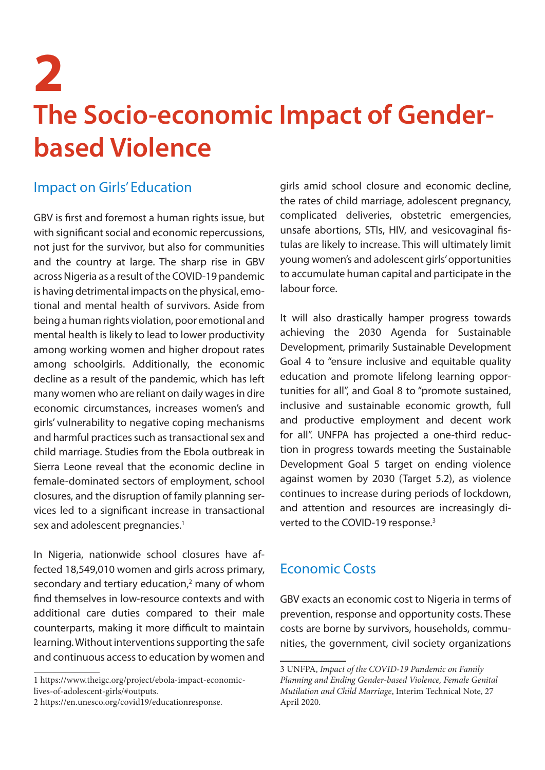# 2

# The Socio-economic Impact of Gender-based Violence

## Impact on Girls' Education

GBV is first and foremost a human rights issue, but with significant social and economic repercussions, not just for the survivor, but also for communities and the country at large. The sharp rise in GBV across Nigeria as a result of the COVID-19 pandemic is having detrimental impacts on the physical, emotional and mental health of survivors. Aside from being a human rights violation, poor emotional and mental health is likely to lead to lower productivity among working women and higher dropout rates among schoolgirls. Additionally, the economic decline as a result of the pandemic, which has left many women who are reliant on daily wages in dire economic circumstances, increases women's and girls' vulnerability to negative coping mechanisms and harmful practices such as transactional sex and child marriage. Studies from the Ebola outbreak in Sierra Leone reveal that the economic decline in female-dominated sectors of employment, school closures, and the disruption of family planning services led to a significant increase in transactional sex and adolescent pregnancies.[1]

In Nigeria, nationwide school closures have affected 18,549,010 women and girls across primary, secondary and tertiary education,[2] many of whom find themselves in low-resource contexts and with additional care duties compared to their male counterparts, making it more difficult to maintain learning. Without interventions supporting the safe and continuous access to education by women and girls amid school closure and economic decline, the rates of child marriage, adolescent pregnancy, complicated deliveries, obstetric emergencies, unsafe abortions, STIs, HIV, and vesicovaginal fistulas are likely to increase. This will ultimately limit young women's and adolescent girls' opportunities to accumulate human capital and participate in the labour force.

It will also drastically hamper progress towards achieving the 2030 Agenda for Sustainable Development, primarily Sustainable Development Goal 4 to "ensure inclusive and equitable quality education and promote lifelong learning opportunities for all", and Goal 8 to "promote sustained, inclusive and sustainable economic growth, full and productive employment and decent work for all". UNFPA has projected a one-third reduction in progress towards meeting the Sustainable Development Goal 5 target on ending violence against women by 2030 (Target 5.2), as violence continues to increase during periods of lockdown, and attention and resources are increasingly diverted to the COVID-19 response.[3]

## Economic Costs

GBV exacts an economic cost to Nigeria in terms of prevention, response and opportunity costs. These costs are borne by survivors, households, communities, the government, civil society organizations

---

1 https://www.theigc.org/project/ebola-impact-economic-lives-of-adolescent-girls/#outputs.

2 https://en.unesco.org/covid19/educationresponse.

3 UNFPA, *Impact of the COVID-19 Pandemic on Family Planning and Ending Gender-based Violence, Female Genital Mutilation and Child Marriage*, Interim Technical Note, 27 April 2020.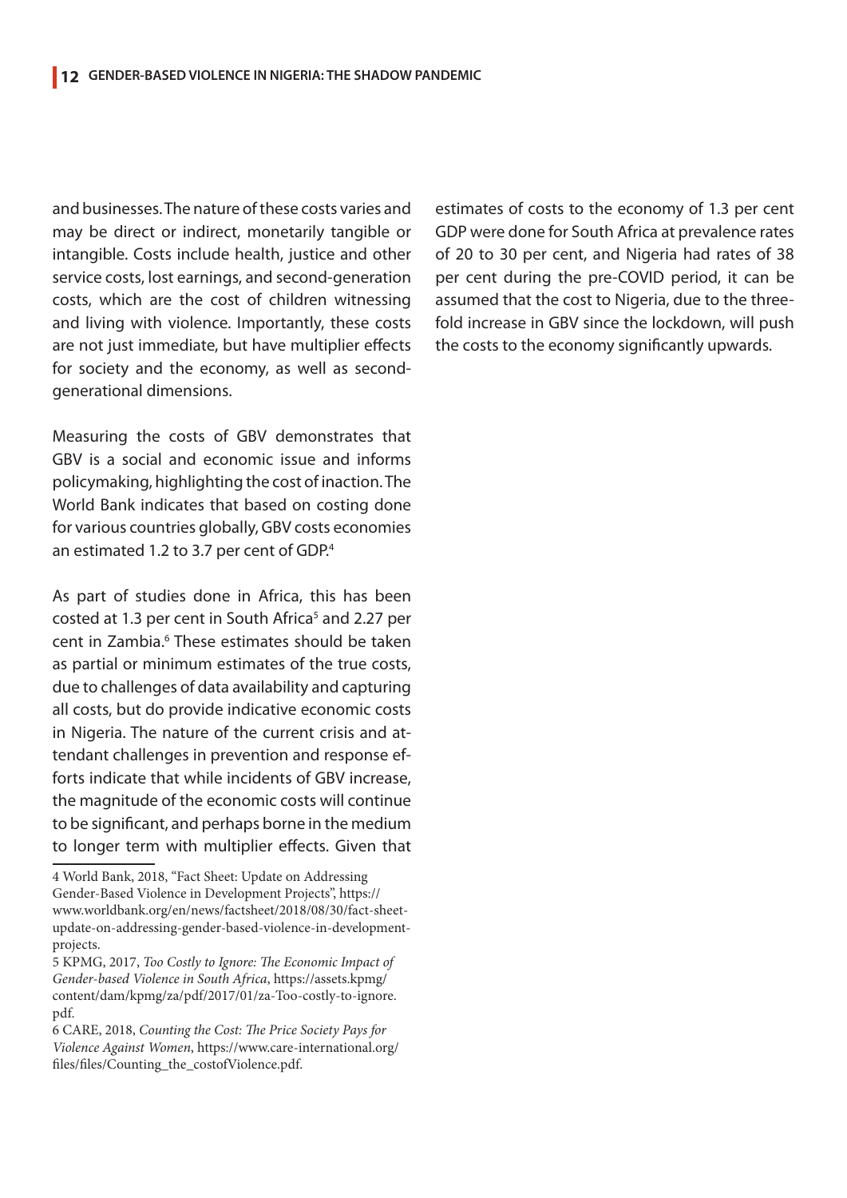and businesses. The nature of these costs varies and may be direct or indirect, monetarily tangible or intangible. Costs include health, justice and other service costs, lost earnings, and second-generation costs, which are the cost of children witnessing and living with violence. Importantly, these costs are not just immediate, but have multiplier effects for society and the economy, as well as second-generational dimensions.

Measuring the costs of GBV demonstrates that GBV is a social and economic issue and informs policymaking, highlighting the cost of inaction. The World Bank indicates that based on costing done for various countries globally, GBV costs economies an estimated 1.2 to 3.7 per cent of GDP.[4]

As part of studies done in Africa, this has been costed at 1.3 per cent in South Africa[5] and 2.27 per cent in Zambia.[6] These estimates should be taken as partial or minimum estimates of the true costs, due to challenges of data availability and capturing all costs, but do provide indicative economic costs in Nigeria. The nature of the current crisis and attendant challenges in prevention and response efforts indicate that while incidents of GBV increase, the magnitude of the economic costs will continue to be significant, and perhaps borne in the medium to longer term with multiplier effects. Given that estimates of costs to the economy of 1.3 per cent GDP were done for South Africa at prevalence rates of 20 to 30 per cent, and Nigeria had rates of 38 per cent during the pre-COVID period, it can be assumed that the cost to Nigeria, due to the three-fold increase in GBV since the lockdown, will push the costs to the economy significantly upwards.

---

4 World Bank, 2018, "Fact Sheet: Update on Addressing Gender-Based Violence in Development Projects", https://www.worldbank.org/en/news/factsheet/2018/08/30/fact-sheet-update-on-addressing-gender-based-violence-in-development-projects.

5 KPMG, 2017, *Too Costly to Ignore: The Economic Impact of Gender-based Violence in South Africa*, https://assets.kpmg/content/dam/kpmg/za/pdf/2017/01/za-Too-costly-to-ignore.pdf.

6 CARE, 2018, *Counting the Cost: The Price Society Pays for Violence Against Women*, https://www.care-international.org/files/files/Counting_the_costofViolence.pdf.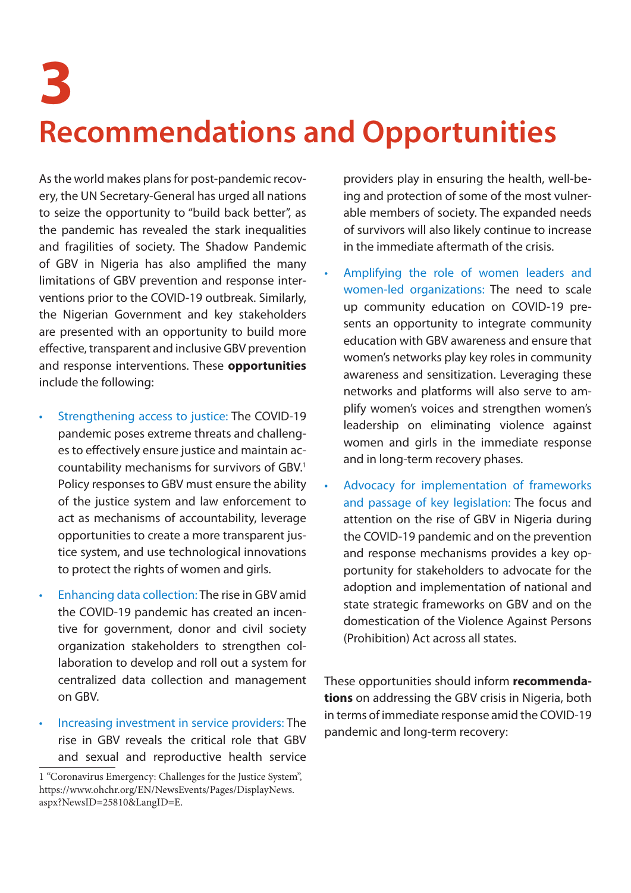# 3

# Recommendations and Opportunities

As the world makes plans for post-pandemic recovery, the UN Secretary-General has urged all nations to seize the opportunity to "build back better", as the pandemic has revealed the stark inequalities and fragilities of society. The Shadow Pandemic of GBV in Nigeria has also amplified the many limitations of GBV prevention and response interventions prior to the COVID-19 outbreak. Similarly, the Nigerian Government and key stakeholders are presented with an opportunity to build more effective, transparent and inclusive GBV prevention and response interventions. These **opportunities** include the following:

- Strengthening access to justice: The COVID-19 pandemic poses extreme threats and challenges to effectively ensure justice and maintain accountability mechanisms for survivors of GBV.[1] Policy responses to GBV must ensure the ability of the justice system and law enforcement to act as mechanisms of accountability, leverage opportunities to create a more transparent justice system, and use technological innovations to protect the rights of women and girls.
- Enhancing data collection: The rise in GBV amid the COVID-19 pandemic has created an incentive for government, donor and civil society organization stakeholders to strengthen collaboration to develop and roll out a system for centralized data collection and management on GBV.
- Increasing investment in service providers: The rise in GBV reveals the critical role that GBV and sexual and reproductive health service providers play in ensuring the health, well-being and protection of some of the most vulnerable members of society. The expanded needs of survivors will also likely continue to increase in the immediate aftermath of the crisis.
- Amplifying the role of women leaders and women-led organizations: The need to scale up community education on COVID-19 presents an opportunity to integrate community education with GBV awareness and ensure that women's networks play key roles in community awareness and sensitization. Leveraging these networks and platforms will also serve to amplify women's voices and strengthen women's leadership on eliminating violence against women and girls in the immediate response and in long-term recovery phases.
- Advocacy for implementation of frameworks and passage of key legislation: The focus and attention on the rise of GBV in Nigeria during the COVID-19 pandemic and on the prevention and response mechanisms provides a key opportunity for stakeholders to advocate for the adoption and implementation of national and state strategic frameworks on GBV and on the domestication of the Violence Against Persons (Prohibition) Act across all states.

These opportunities should inform **recommendations** on addressing the GBV crisis in Nigeria, both in terms of immediate response amid the COVID-19 pandemic and long-term recovery:

1 "Coronavirus Emergency: Challenges for the Justice System", https://www.ohchr.org/EN/NewsEvents/Pages/DisplayNews.aspx?NewsID=25810&LangID=E.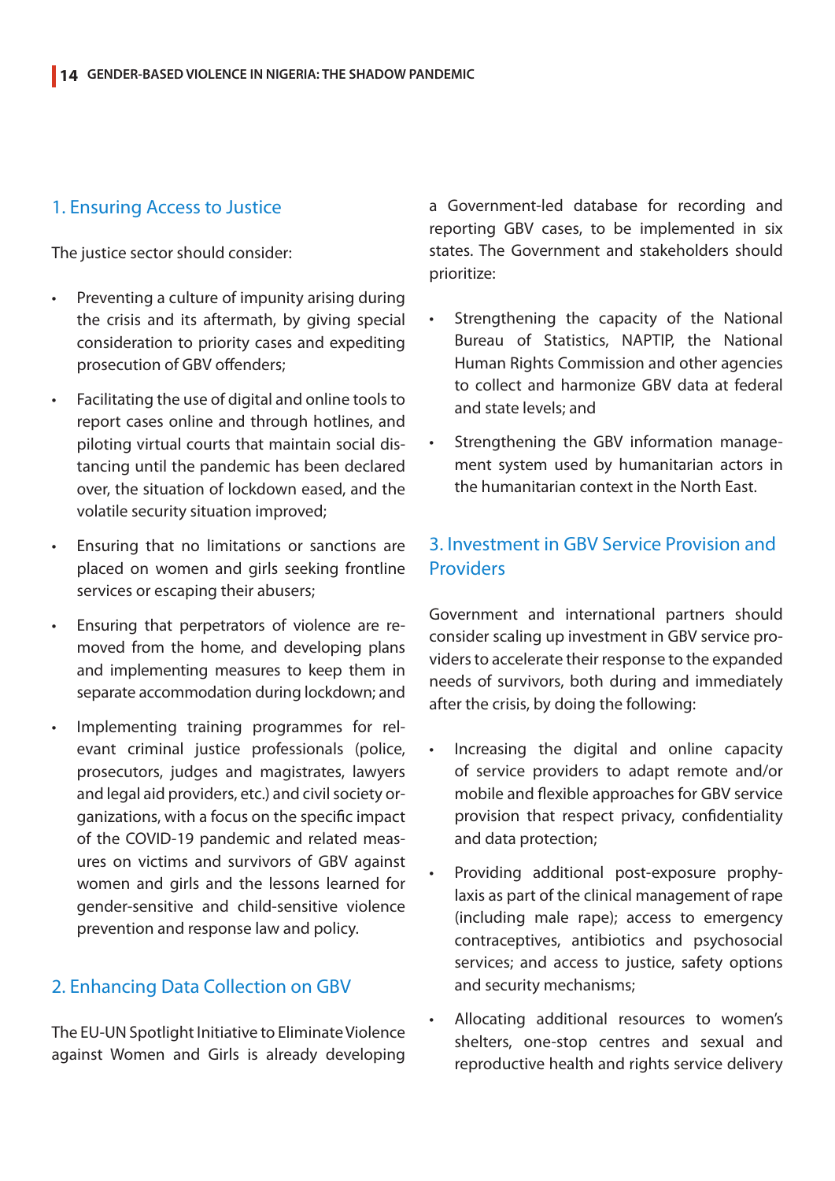## 1. Ensuring Access to Justice

The justice sector should consider:

- Preventing a culture of impunity arising during the crisis and its aftermath, by giving special consideration to priority cases and expediting prosecution of GBV offenders;
- Facilitating the use of digital and online tools to report cases online and through hotlines, and piloting virtual courts that maintain social distancing until the pandemic has been declared over, the situation of lockdown eased, and the volatile security situation improved;
- Ensuring that no limitations or sanctions are placed on women and girls seeking frontline services or escaping their abusers;
- Ensuring that perpetrators of violence are removed from the home, and developing plans and implementing measures to keep them in separate accommodation during lockdown; and
- Implementing training programmes for relevant criminal justice professionals (police, prosecutors, judges and magistrates, lawyers and legal aid providers, etc.) and civil society organizations, with a focus on the specific impact of the COVID-19 pandemic and related measures on victims and survivors of GBV against women and girls and the lessons learned for gender-sensitive and child-sensitive violence prevention and response law and policy.

## 2. Enhancing Data Collection on GBV

The EU-UN Spotlight Initiative to Eliminate Violence against Women and Girls is already developing a Government-led database for recording and reporting GBV cases, to be implemented in six states. The Government and stakeholders should prioritize:

- Strengthening the capacity of the National Bureau of Statistics, NAPTIP, the National Human Rights Commission and other agencies to collect and harmonize GBV data at federal and state levels; and
- Strengthening the GBV information management system used by humanitarian actors in the humanitarian context in the North East.

## 3. Investment in GBV Service Provision and Providers

Government and international partners should consider scaling up investment in GBV service providers to accelerate their response to the expanded needs of survivors, both during and immediately after the crisis, by doing the following:

- Increasing the digital and online capacity of service providers to adapt remote and/or mobile and flexible approaches for GBV service provision that respect privacy, confidentiality and data protection;
- Providing additional post-exposure prophylaxis as part of the clinical management of rape (including male rape); access to emergency contraceptives, antibiotics and psychosocial services; and access to justice, safety options and security mechanisms;
- Allocating additional resources to women's shelters, one-stop centres and sexual and reproductive health and rights service delivery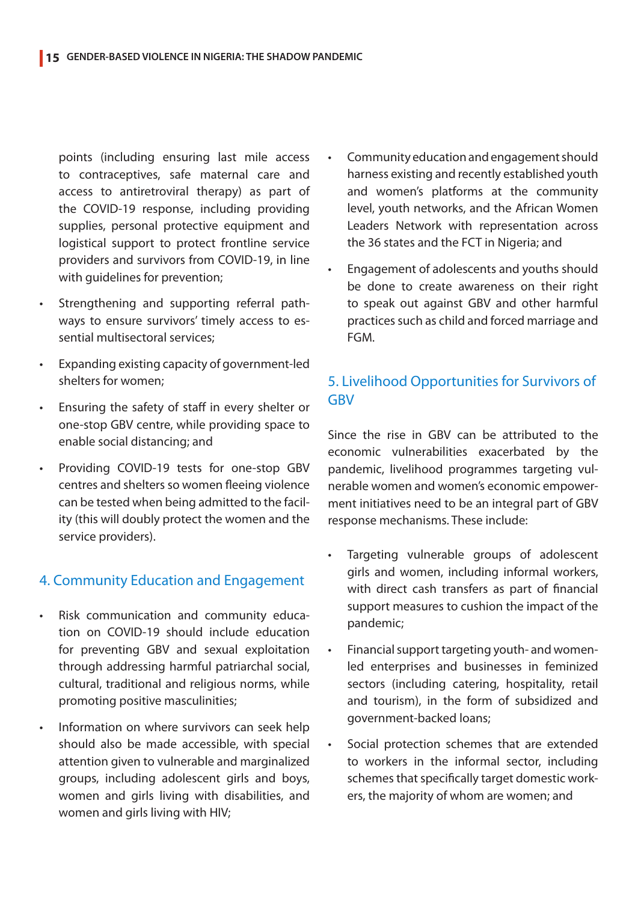points (including ensuring last mile access to contraceptives, safe maternal care and access to antiretroviral therapy) as part of the COVID-19 response, including providing supplies, personal protective equipment and logistical support to protect frontline service providers and survivors from COVID-19, in line with guidelines for prevention;

- Strengthening and supporting referral pathways to ensure survivors' timely access to essential multisectoral services;
- Expanding existing capacity of government-led shelters for women;
- Ensuring the safety of staff in every shelter or one-stop GBV centre, while providing space to enable social distancing; and
- Providing COVID-19 tests for one-stop GBV centres and shelters so women fleeing violence can be tested when being admitted to the facility (this will doubly protect the women and the service providers).

## 4. Community Education and Engagement

- Risk communication and community education on COVID-19 should include education for preventing GBV and sexual exploitation through addressing harmful patriarchal social, cultural, traditional and religious norms, while promoting positive masculinities;
- Information on where survivors can seek help should also be made accessible, with special attention given to vulnerable and marginalized groups, including adolescent girls and boys, women and girls living with disabilities, and women and girls living with HIV;
- Community education and engagement should harness existing and recently established youth and women's platforms at the community level, youth networks, and the African Women Leaders Network with representation across the 36 states and the FCT in Nigeria; and
- Engagement of adolescents and youths should be done to create awareness on their right to speak out against GBV and other harmful practices such as child and forced marriage and FGM.

## 5. Livelihood Opportunities for Survivors of GBV

Since the rise in GBV can be attributed to the economic vulnerabilities exacerbated by the pandemic, livelihood programmes targeting vulnerable women and women's economic empowerment initiatives need to be an integral part of GBV response mechanisms. These include:

- Targeting vulnerable groups of adolescent girls and women, including informal workers, with direct cash transfers as part of financial support measures to cushion the impact of the pandemic;
- Financial support targeting youth- and women-led enterprises and businesses in feminized sectors (including catering, hospitality, retail and tourism), in the form of subsidized and government-backed loans;
- Social protection schemes that are extended to workers in the informal sector, including schemes that specifically target domestic workers, the majority of whom are women; and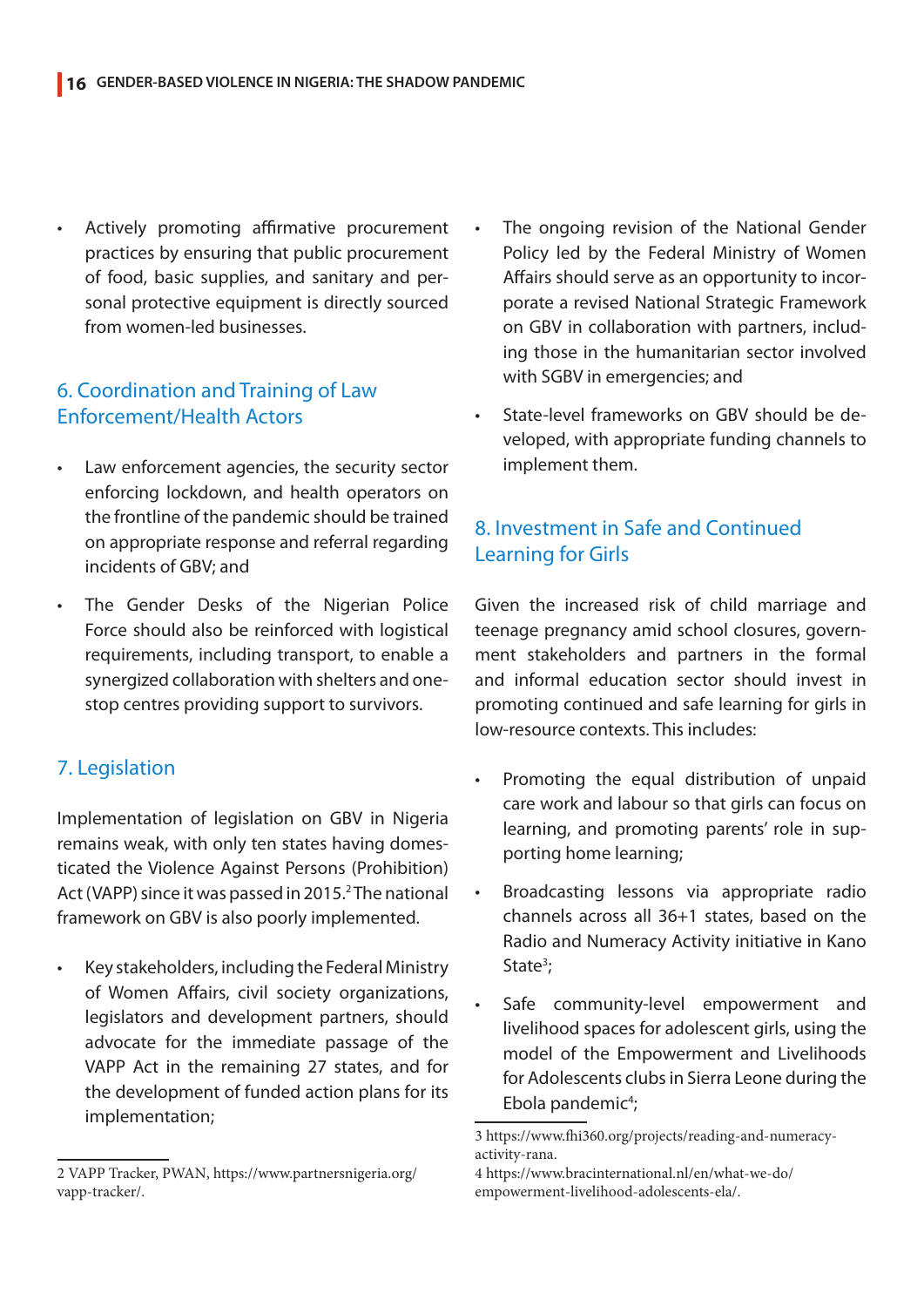- Actively promoting affirmative procurement practices by ensuring that public procurement of food, basic supplies, and sanitary and personal protective equipment is directly sourced from women-led businesses.

## 6. Coordination and Training of Law Enforcement/Health Actors

- Law enforcement agencies, the security sector enforcing lockdown, and health operators on the frontline of the pandemic should be trained on appropriate response and referral regarding incidents of GBV; and
- The Gender Desks of the Nigerian Police Force should also be reinforced with logistical requirements, including transport, to enable a synergized collaboration with shelters and one-stop centres providing support to survivors.

## 7. Legislation

Implementation of legislation on GBV in Nigeria remains weak, with only ten states having domesticated the Violence Against Persons (Prohibition) Act (VAPP) since it was passed in 2015.[2] The national framework on GBV is also poorly implemented.

- Key stakeholders, including the Federal Ministry of Women Affairs, civil society organizations, legislators and development partners, should advocate for the immediate passage of the VAPP Act in the remaining 27 states, and for the development of funded action plans for its implementation;
- The ongoing revision of the National Gender Policy led by the Federal Ministry of Women Affairs should serve as an opportunity to incorporate a revised National Strategic Framework on GBV in collaboration with partners, including those in the humanitarian sector involved with SGBV in emergencies; and
- State-level frameworks on GBV should be developed, with appropriate funding channels to implement them.

## 8. Investment in Safe and Continued Learning for Girls

Given the increased risk of child marriage and teenage pregnancy amid school closures, government stakeholders and partners in the formal and informal education sector should invest in promoting continued and safe learning for girls in low-resource contexts. This includes:

- Promoting the equal distribution of unpaid care work and labour so that girls can focus on learning, and promoting parents' role in supporting home learning;
- Broadcasting lessons via appropriate radio channels across all 36+1 states, based on the Radio and Numeracy Activity initiative in Kano State[3];
- Safe community-level empowerment and livelihood spaces for adolescent girls, using the model of the Empowerment and Livelihoods for Adolescents clubs in Sierra Leone during the Ebola pandemic[4];

2 VAPP Tracker, PWAN, https://www.partnersnigeria.org/vapp-tracker/.

3 https://www.fhi360.org/projects/reading-and-numeracy-activity-rana.

4 https://www.bracinternational.nl/en/what-we-do/empowerment-livelihood-adolescents-ela/.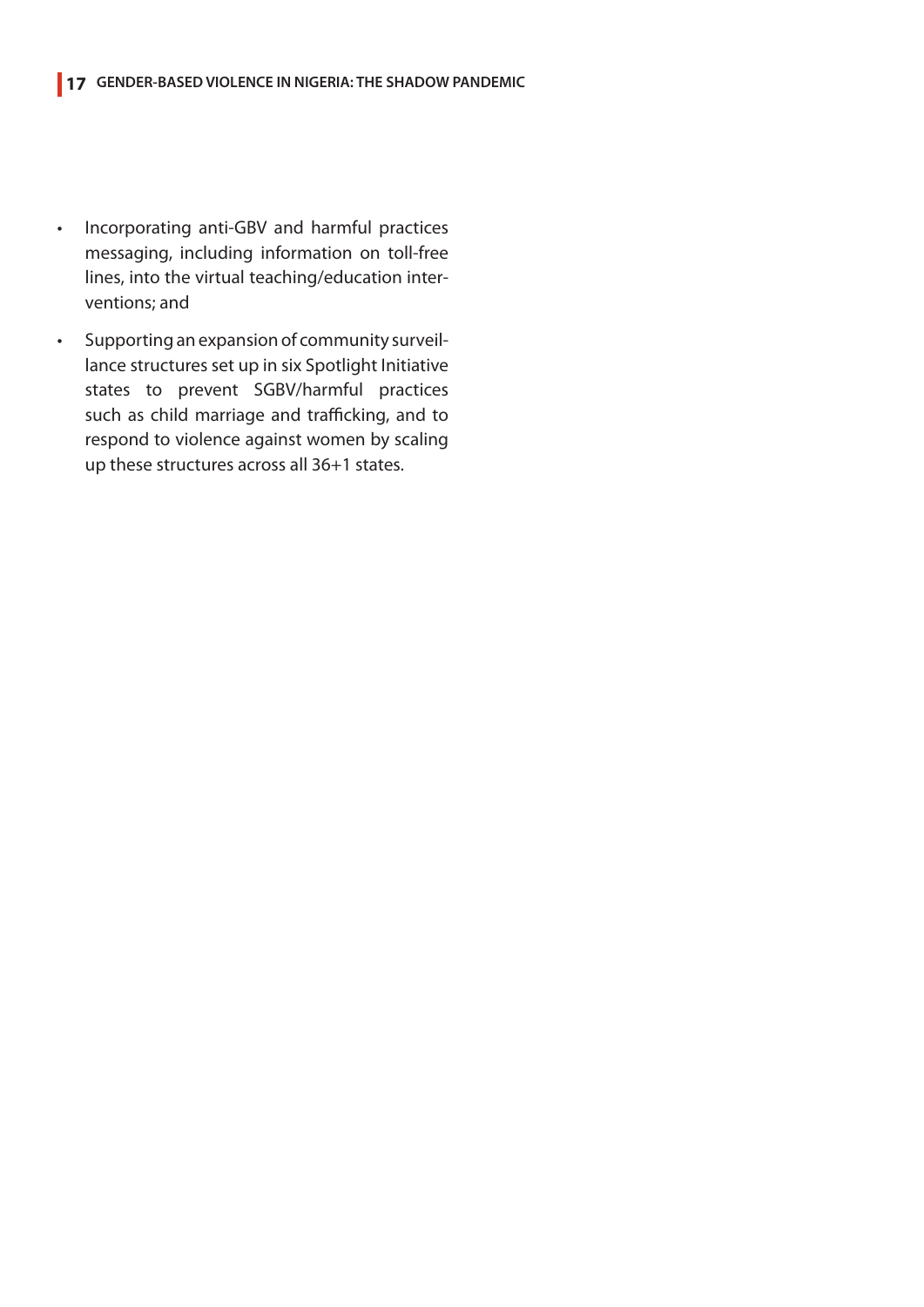- Incorporating anti-GBV and harmful practices messaging, including information on toll-free lines, into the virtual teaching/education interventions; and
- Supporting an expansion of community surveillance structures set up in six Spotlight Initiative states to prevent SGBV/harmful practices such as child marriage and trafficking, and to respond to violence against women by scaling up these structures across all 36+1 states.